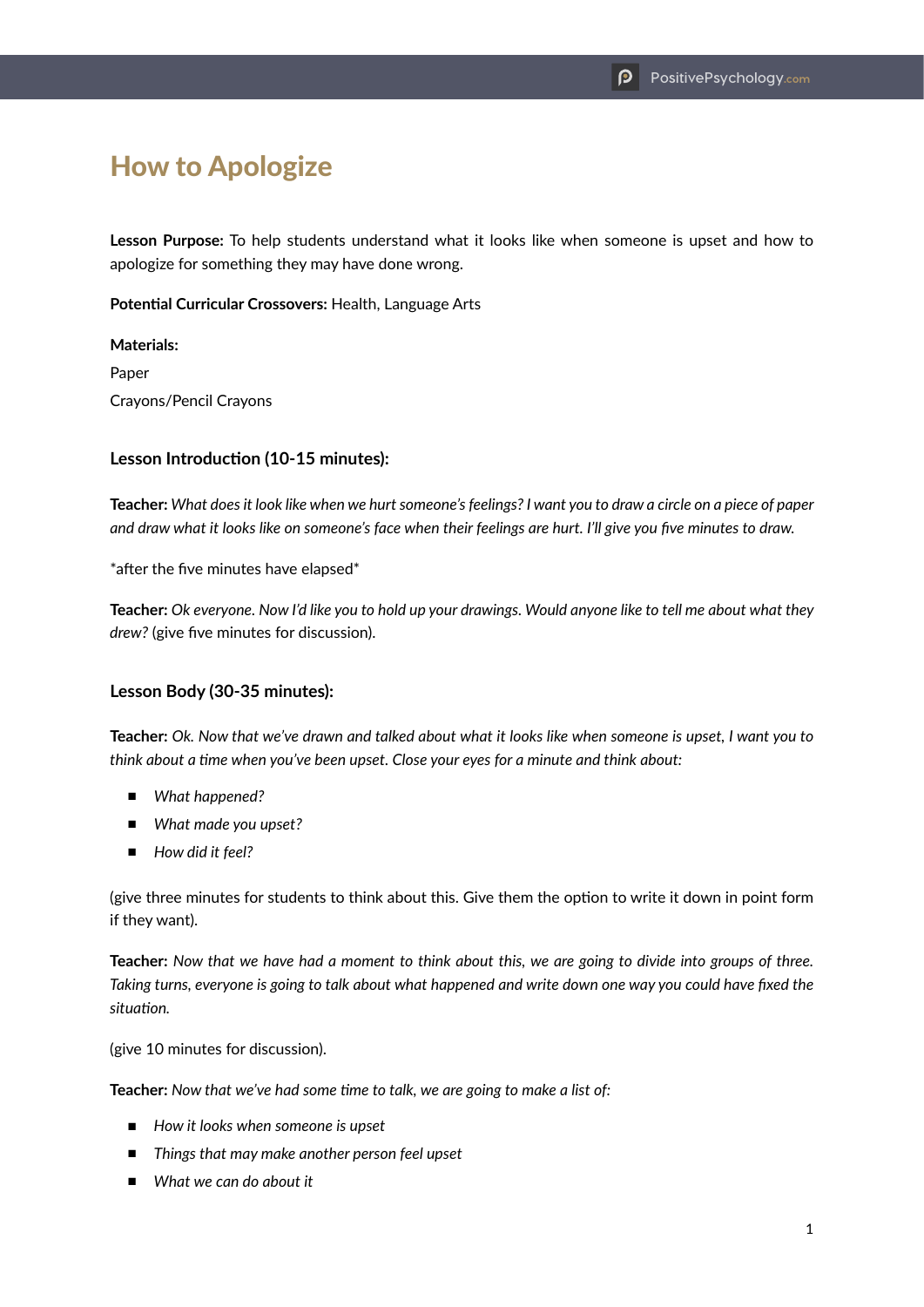# How to Apologize

**Lesson Purpose:** To help students understand what it looks like when someone is upset and how to apologize for something they may have done wrong.

**Potential Curricular Crossovers:** Health, Language Arts

**Materials:**

Paper

Crayons/Pencil Crayons

### Lesson Introduction (10-15 minutes):

**Teacher:** *What does it look like when we hurt someone's feelings? I want you to draw a circle on a piece of paper and draw what it looks like on someone's face when their feelings are hurt. I'll give you five minutes to draw.*

*after the five minutes have elapsed*

**Teacher:** *Ok everyone. Now I'd like you to hold up your drawings. Would anyone like to tell me about what they drew?* (give five minutes for discussion).

### Lesson Body (30-35 minutes):

**Teacher:** *Ok. Now that we've drawn and talked about what it looks like when someone is upset, I want you to think about a time when you've been upset. Close your eyes for a minute and think about:*

- *What happened?*
- *What made you upset?*
- *How did it feel?*

(give three minutes for students to think about this. Give them the option to write it down in point form if they want).

**Teacher:** *Now that we have had a moment to think about this, we are going to divide into groups of three. Taking turns, everyone is going to talk about what happened and write down one way you could have fixed the situation.*

(give 10 minutes for discussion).

**Teacher:** *Now that we've had some time to talk, we are going to make a list of:*

- *How it looks when someone is upset*
- *Things that may make another person feel upset*
- *What we can do about it*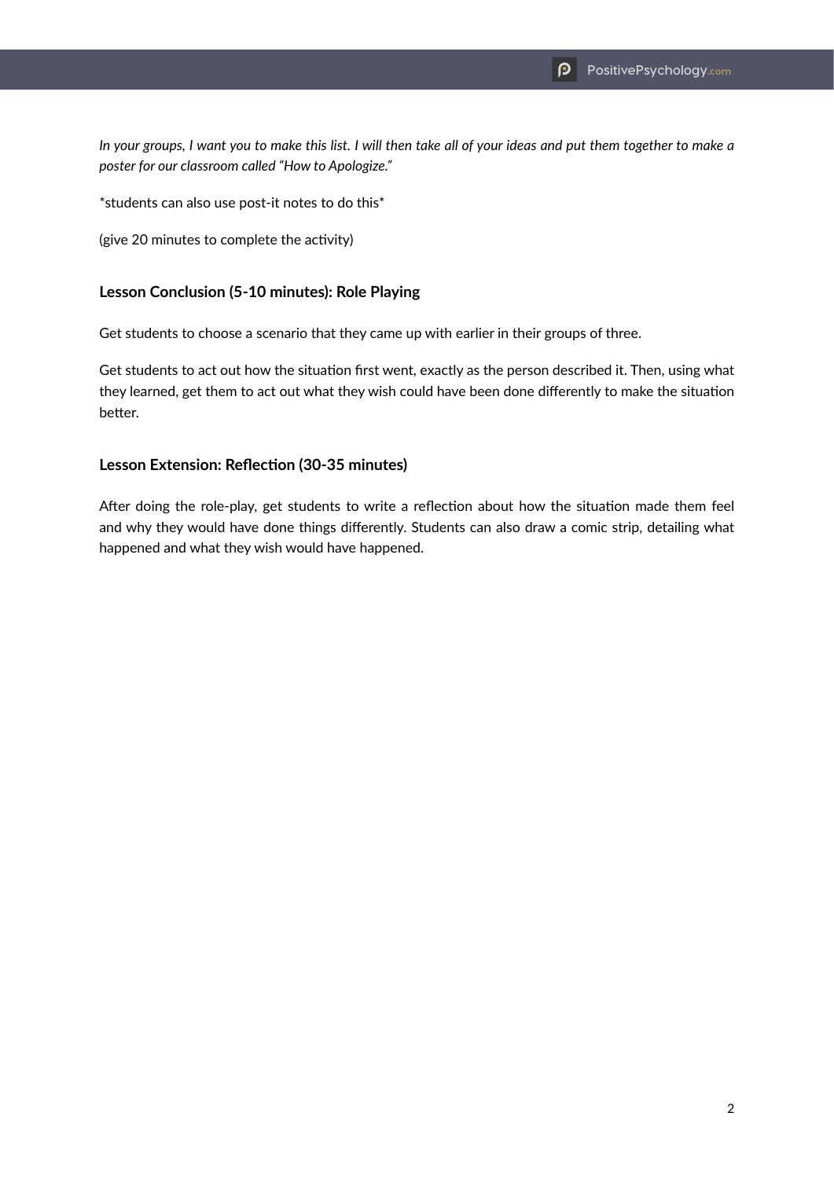*In your groups, I want you to make this list. I will then take all of your ideas and put them together to make a poster for our classroom called "How to Apologize."*

*students can also use post-it notes to do this*

(give 20 minutes to complete the activity)

### Lesson Conclusion (5-10 minutes): Role Playing

Get students to choose a scenario that they came up with earlier in their groups of three.

Get students to act out how the situation first went, exactly as the person described it. Then, using what they learned, get them to act out what they wish could have been done differently to make the situation better.

### Lesson Extension: Reflection (30-35 minutes)

After doing the role-play, get students to write a reflection about how the situation made them feel and why they would have done things differently. Students can also draw a comic strip, detailing what happened and what they wish would have happened.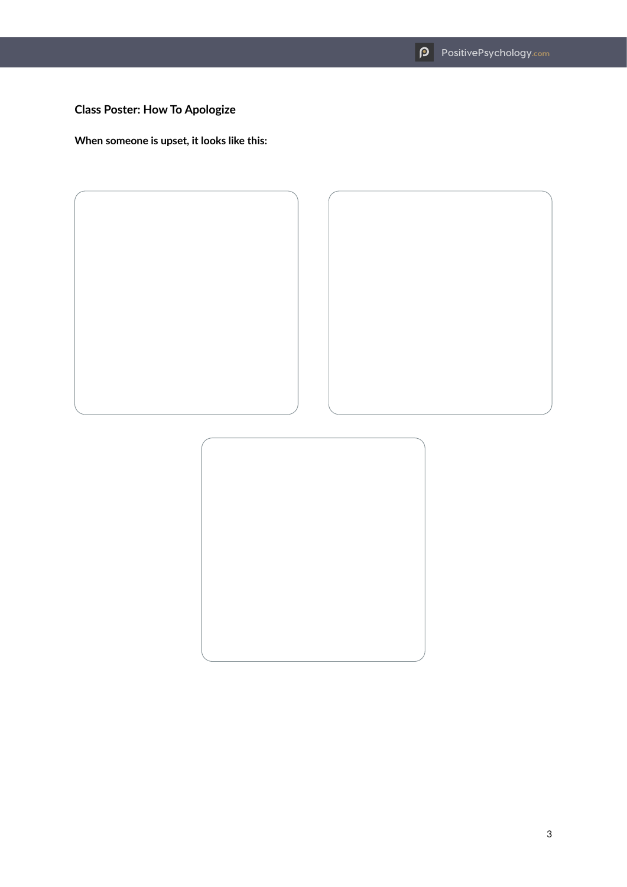**Class Poster: How To Apologize**

**When someone is upset, it looks like this:**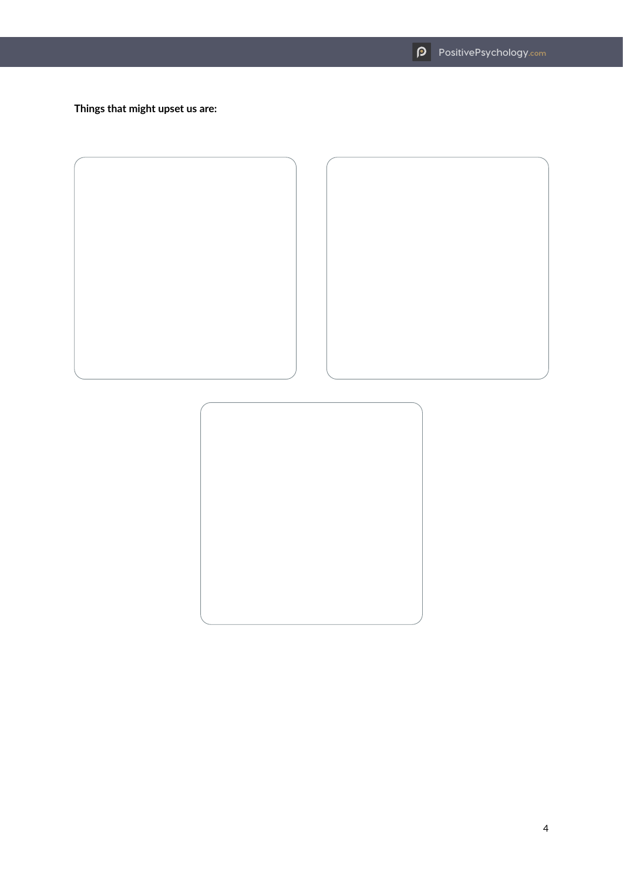**Things that might upset us are:**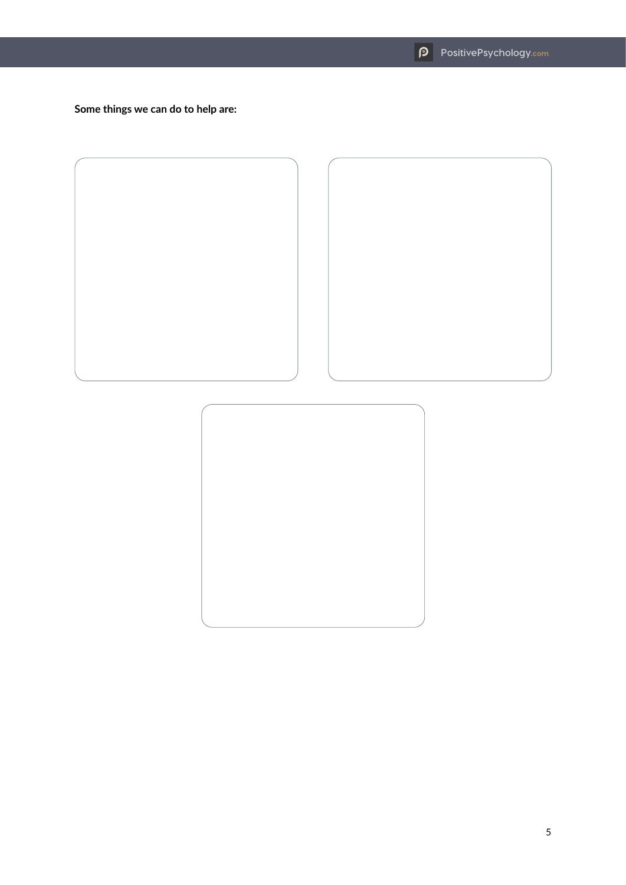**Some things we can do to help are:**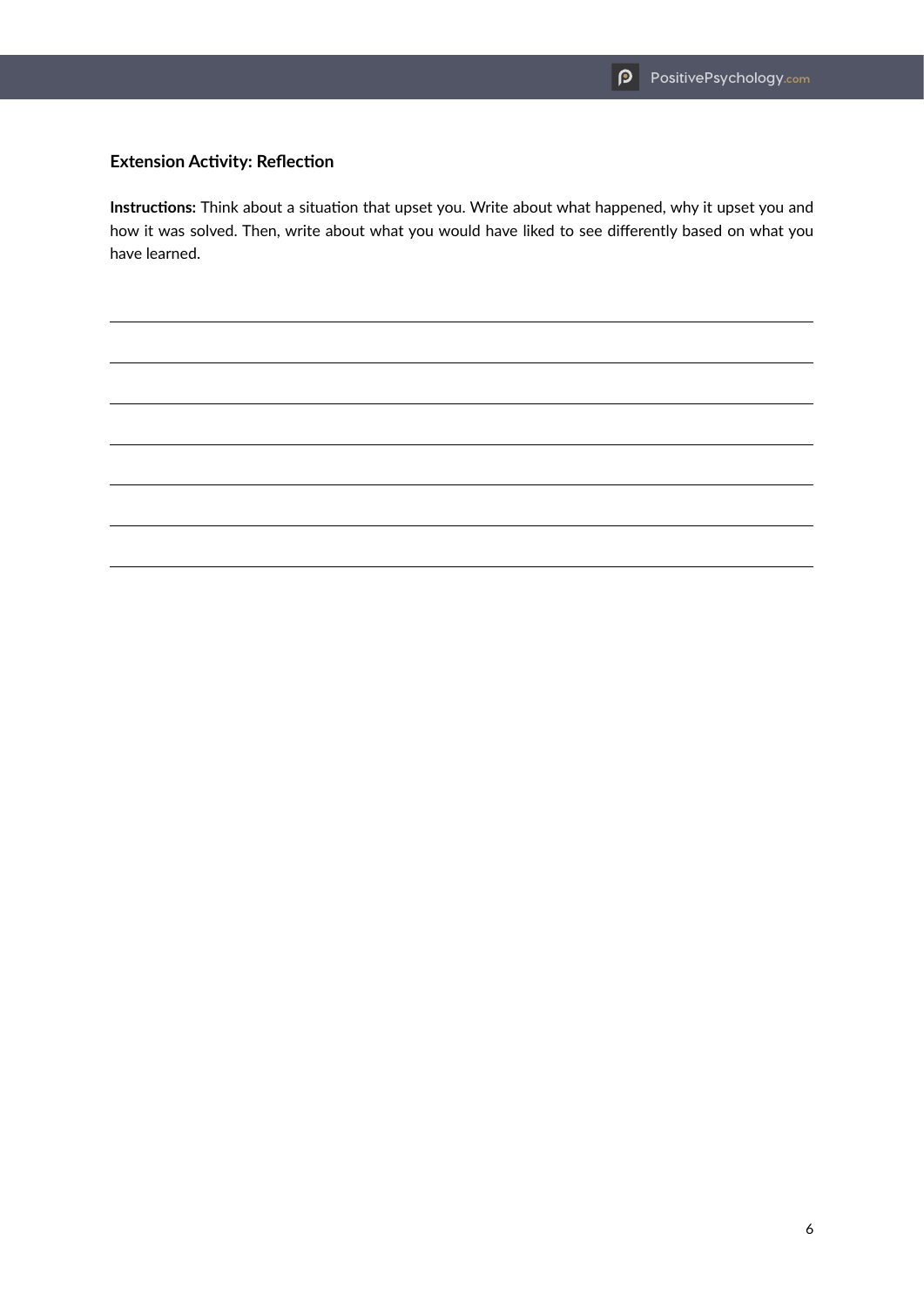### Extension Activity: Reflection

**Instructions:** Think about a situation that upset you. Write about what happened, why it upset you and how it was solved. Then, write about what you would have liked to see differently based on what you have learned.

\_\_\_\_\_\_\_\_\_\_\_\_\_\_\_\_\_\_\_\_\_\_\_\_\_\_\_\_\_\_\_\_\_\_\_\_\_\_\_\_\_\_\_\_\_\_\_\_\_\_\_\_\_\_\_\_\_\_\_\_\_\_\_\_\_\_\_\_\_\_\_\_\_\_\_\_

\_\_\_\_\_\_\_\_\_\_\_\_\_\_\_\_\_\_\_\_\_\_\_\_\_\_\_\_\_\_\_\_\_\_\_\_\_\_\_\_\_\_\_\_\_\_\_\_\_\_\_\_\_\_\_\_\_\_\_\_\_\_\_\_\_\_\_\_\_\_\_\_\_\_\_\_

\_\_\_\_\_\_\_\_\_\_\_\_\_\_\_\_\_\_\_\_\_\_\_\_\_\_\_\_\_\_\_\_\_\_\_\_\_\_\_\_\_\_\_\_\_\_\_\_\_\_\_\_\_\_\_\_\_\_\_\_\_\_\_\_\_\_\_\_\_\_\_\_\_\_\_\_

\_\_\_\_\_\_\_\_\_\_\_\_\_\_\_\_\_\_\_\_\_\_\_\_\_\_\_\_\_\_\_\_\_\_\_\_\_\_\_\_\_\_\_\_\_\_\_\_\_\_\_\_\_\_\_\_\_\_\_\_\_\_\_\_\_\_\_\_\_\_\_\_\_\_\_\_

\_\_\_\_\_\_\_\_\_\_\_\_\_\_\_\_\_\_\_\_\_\_\_\_\_\_\_\_\_\_\_\_\_\_\_\_\_\_\_\_\_\_\_\_\_\_\_\_\_\_\_\_\_\_\_\_\_\_\_\_\_\_\_\_\_\_\_\_\_\_\_\_\_\_\_\_

\_\_\_\_\_\_\_\_\_\_\_\_\_\_\_\_\_\_\_\_\_\_\_\_\_\_\_\_\_\_\_\_\_\_\_\_\_\_\_\_\_\_\_\_\_\_\_\_\_\_\_\_\_\_\_\_\_\_\_\_\_\_\_\_\_\_\_\_\_\_\_\_\_\_\_\_

\_\_\_\_\_\_\_\_\_\_\_\_\_\_\_\_\_\_\_\_\_\_\_\_\_\_\_\_\_\_\_\_\_\_\_\_\_\_\_\_\_\_\_\_\_\_\_\_\_\_\_\_\_\_\_\_\_\_\_\_\_\_\_\_\_\_\_\_\_\_\_\_\_\_\_\_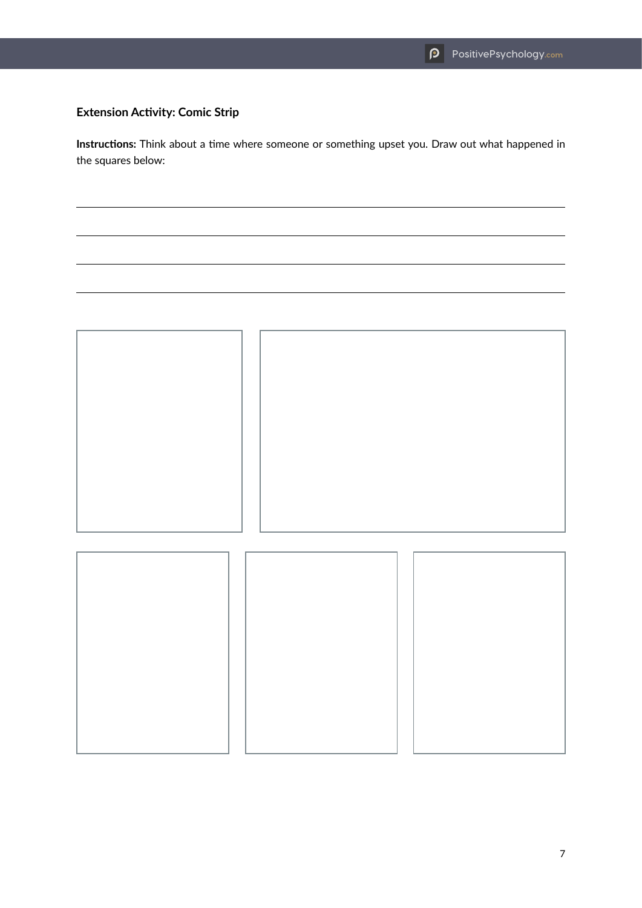**Extension Activity: Comic Strip**

**Instructions:** Think about a time where someone or something upset you. Draw out what happened in the squares below: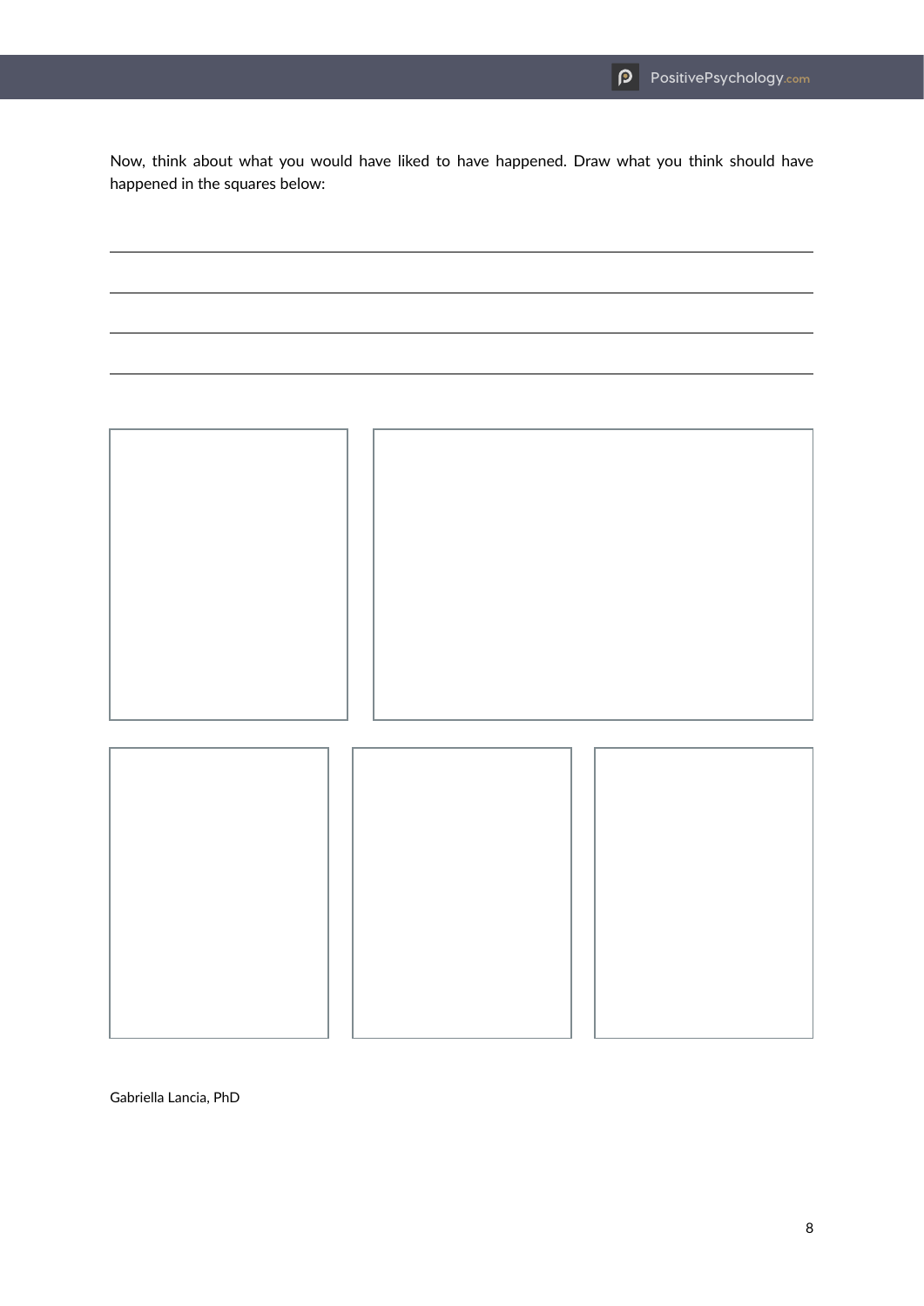Now, think about what you would have liked to have happened. Draw what you think should have happened in the squares below:

Gabriella Lancia, PhD